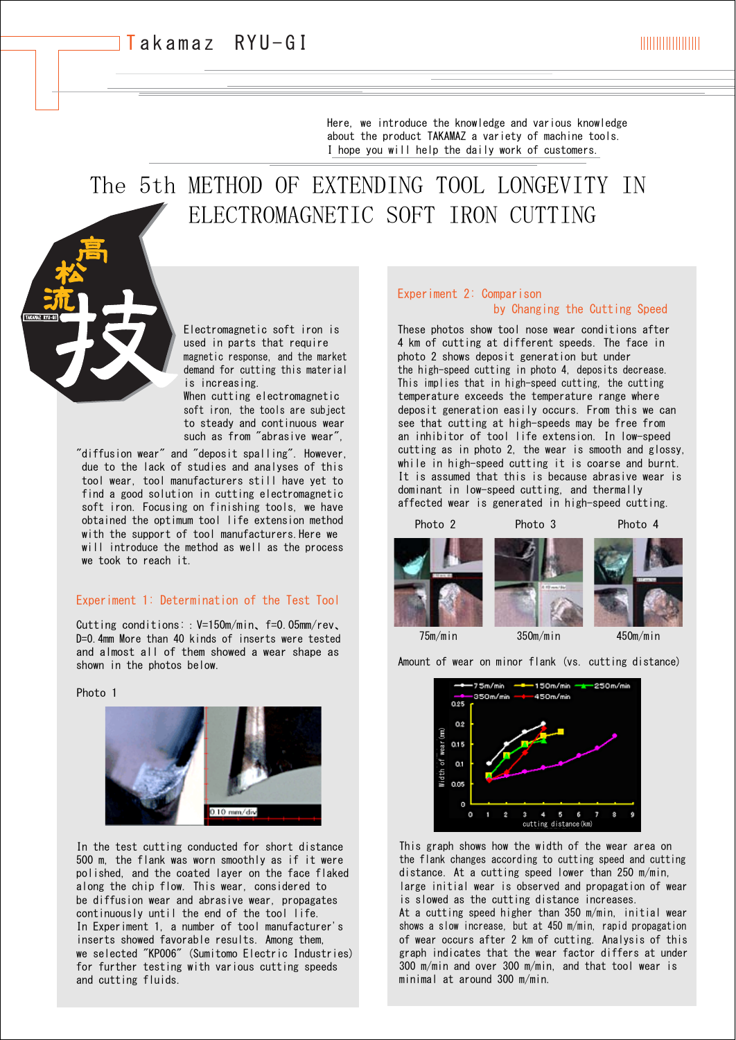# Takamaz RYU-GI

Here, we introduce the knowledge and various knowledge about the product TAKAMAZ a variety of machine tools. I hope you will help the daily work of customers.

# The 5th METHOD OF EXTENDING TOOL LONGEVITY IN ELECTROMAGNETIC SOFT IRON CUTTING

高松流 技

Electromagnetic soft iron is used in parts that require magnetic response, and the market demand for cutting this material is increasing. When cutting electromagnetic soft iron, the tools are subject to steady and continuous wear such as from "abrasive wear", "diffusion wear" and "deposit spalling". However, due to the lack of studies and analyses of this tool wear, tool manufacturers still have yet to find a good solution in cutting electromagnetic soft iron. Focusing on finishing tools, we have obtained the optimum tool life extension method with the support of tool manufacturers. Here we will introduce the method as well as the process we took to reach it.

## Experiment 1: Determination of the Test Tool

Cutting conditions: : V=150m/min、f=0.05mm/rev、D=0.4mm More than 40 kinds of inserts were tested and almost all of them showed a wear shape as shown in the photos below.

Photo 1

In the test cutting conducted for short distance 500 m, the flank was worn smoothly as if it were polished, and the coated layer on the face flaked along the chip flow. This wear, considered to be diffusion wear and abrasive wear, propagates continuously until the end of the tool life. In Experiment 1, a number of tool manufacturer's inserts showed favorable results. Among them, we selected "KP006" (Sumitomo Electric Industries) for further testing with various cutting speeds and cutting fluids.

## Experiment 2: Comparison by Changing the Cutting Speed

These photos show tool nose wear conditions after 4 km of cutting at different speeds. The face in photo 2 shows deposit generation but under the high-speed cutting in photo 4, deposits decrease. This implies that in high-speed cutting, the cutting temperature exceeds the temperature range where deposit generation easily occurs. From this we can see that cutting at high-speeds may be free from an inhibitor of tool life extension. In low-speed cutting as in photo 2, the wear is smooth and glossy, while in high-speed cutting it is coarse and burnt. It is assumed that this is because abrasive wear is dominant in low-speed cutting, and thermally affected wear is generated in high-speed cutting.

| Photo 2 | Photo 3 | Photo 4 |
|---|---|---|
| 75m/min | 350m/min | 450m/min |

Amount of wear on minor flank (vs. cutting distance)

This graph shows how the width of the wear area on the flank changes according to cutting speed and cutting distance. At a cutting speed lower than 250 m/min, large initial wear is observed and propagation of wear is slowed as the cutting distance increases. At a cutting speed higher than 350 m/min, initial wear shows a slow increase, but at 450 m/min, rapid propagation of wear occurs after 2 km of cutting. Analysis of this graph indicates that the wear factor differs at under 300 m/min and over 300 m/min, and that tool wear is minimal at around 300 m/min.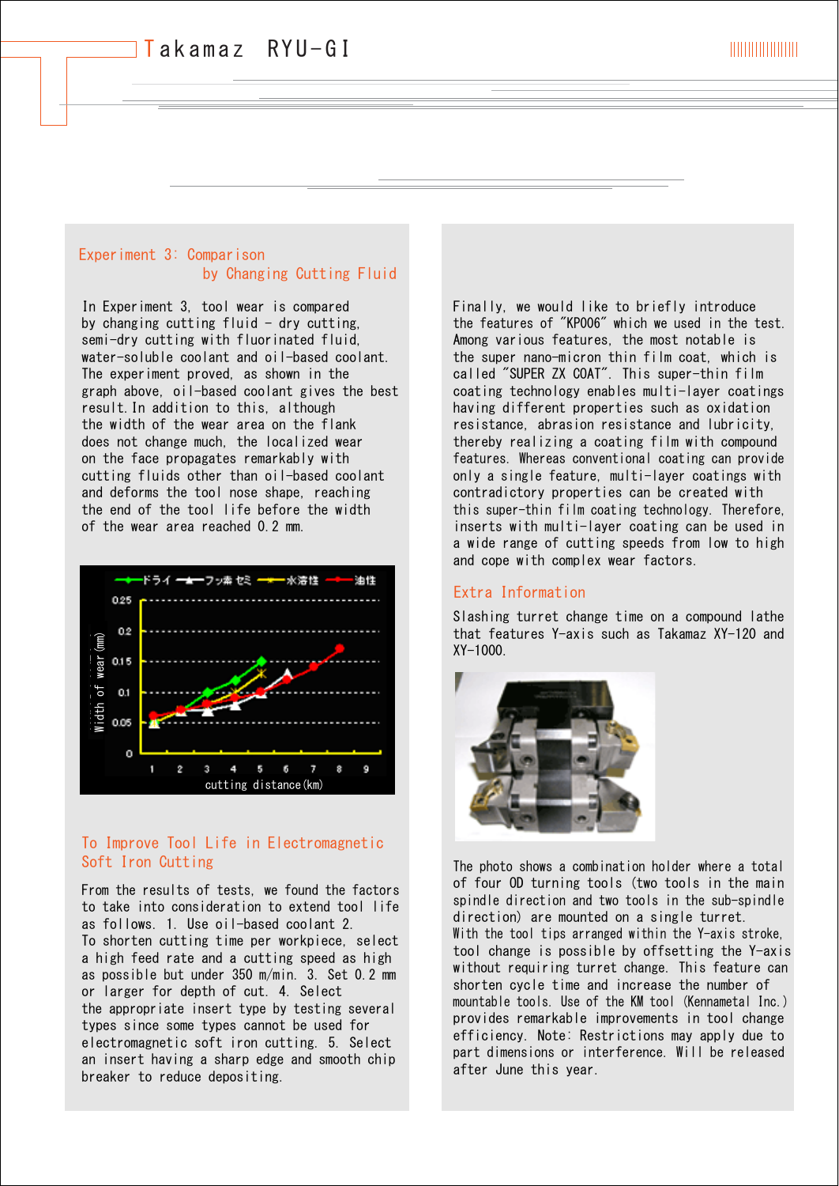## Experiment 3: Comparison by Changing Cutting Fluid

In Experiment 3, tool wear is compared by changing cutting fluid - dry cutting, semi-dry cutting with fluorinated fluid, water-soluble coolant and oil-based coolant. The experiment proved, as shown in the graph above, oil-based coolant gives the best result. In addition to this, although the width of the wear area on the flank does not change much, the localized wear on the face propagates remarkably with cutting fluids other than oil-based coolant and deforms the tool nose shape, reaching the end of the tool life before the width of the wear area reached 0.2 mm.

ドライ　フッ素セミ　水溶性　油性

Width of wear (mm)

0.25
0.2
0.15
0.1
0.05
0

1 2 3 4 5 6 7 8 9

cutting distance(km)

## To Improve Tool Life in Electromagnetic Soft Iron Cutting

From the results of tests, we found the factors to take into consideration to extend tool life as follows. 1. Use oil-based coolant 2. To shorten cutting time per workpiece, select a high feed rate and a cutting speed as high as possible but under 350 m/min. 3. Set 0.2 mm or larger for depth of cut. 4. Select the appropriate insert type by testing several types since some types cannot be used for electromagnetic soft iron cutting. 5. Select an insert having a sharp edge and smooth chip breaker to reduce depositing.

Finally, we would like to briefly introduce the features of "KP006" which we used in the test. Among various features, the most notable is the super nano-micron thin film coat, which is called "SUPER ZX COAT". This super-thin film coating technology enables multi-layer coatings having different properties such as oxidation resistance, abrasion resistance and lubricity, thereby realizing a coating film with compound features. Whereas conventional coating can provide only a single feature, multi-layer coatings with contradictory properties can be created with this super-thin film coating technology. Therefore, inserts with multi-layer coating can be used in a wide range of cutting speeds from low to high and cope with complex wear factors.

## Extra Information

Slashing turret change time on a compound lathe that features Y-axis such as Takamaz XY-120 and XY-1000.

The photo shows a combination holder where a total of four OD turning tools (two tools in the main spindle direction and two tools in the sub-spindle direction) are mounted on a single turret. With the tool tips arranged within the Y-axis stroke, tool change is possible by offsetting the Y-axis without requiring turret change. This feature can shorten cycle time and increase the number of mountable tools. Use of the KM tool (Kennametal Inc.) provides remarkable improvements in tool change efficiency. Note: Restrictions may apply due to part dimensions or interference. Will be released after June this year.